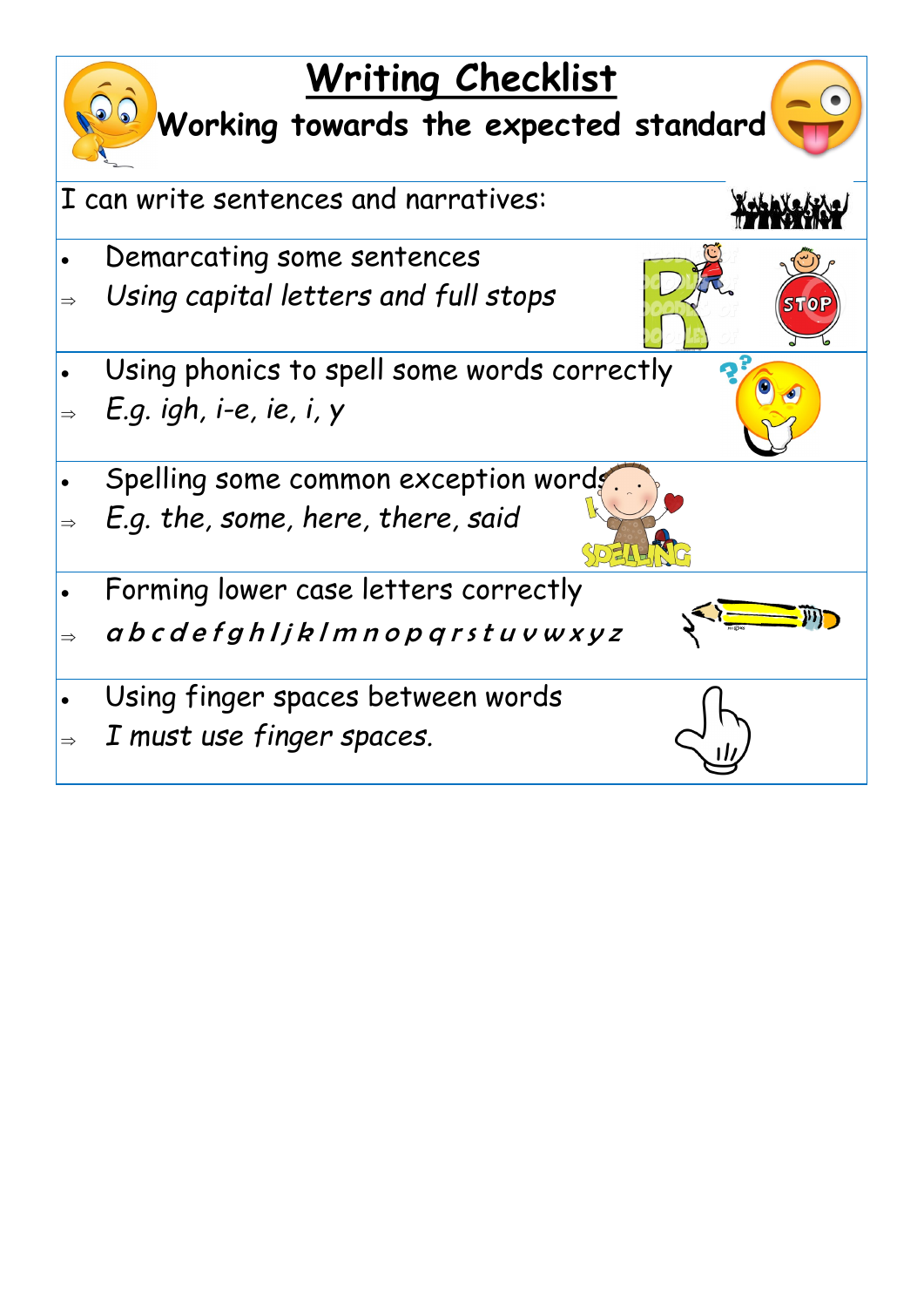# Writing Checklist

## Working towards the expected standard

I can write sentences and narratives:

- Demarcating some sentences
  ⇒ *Using capital letters and full stops*

- Using phonics to spell some words correctly
  ⇒ *E.g. igh, i-e, ie, i, y*

- Spelling some common exception words
  ⇒ *E.g. the, some, here, there, said*

- Forming lower case letters correctly
  ⇒ *a b c d e f g h I j k l m n o p q r s t u v w x y z*

- Using finger spaces between words
  ⇒ *I must use finger spaces.*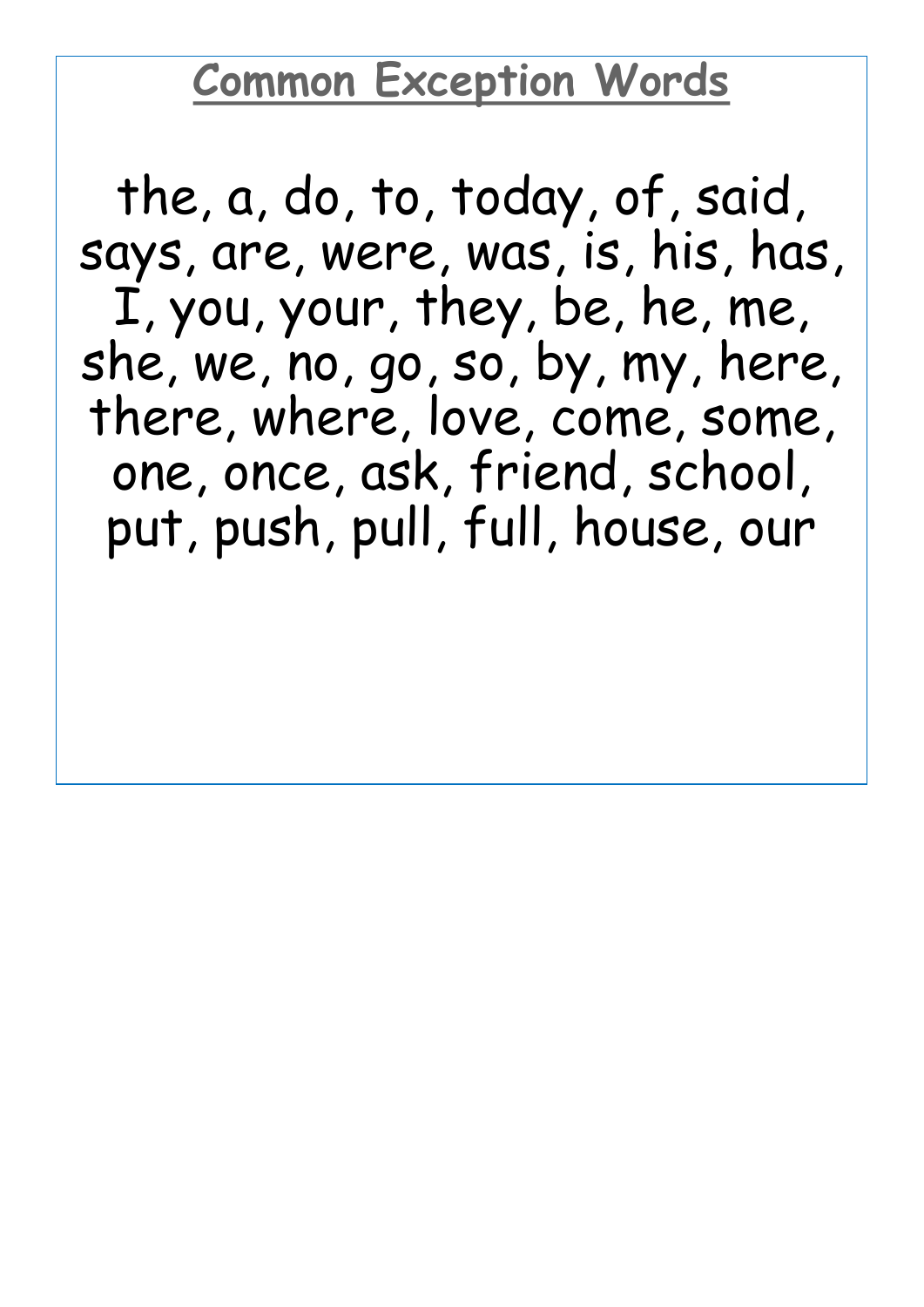## Common Exception Words

the, a, do, to, today, of, said, says, are, were, was, is, his, has, I, you, your, they, be, he, me, she, we, no, go, so, by, my, here, there, where, love, come, some, one, once, ask, friend, school, put, push, pull, full, house, our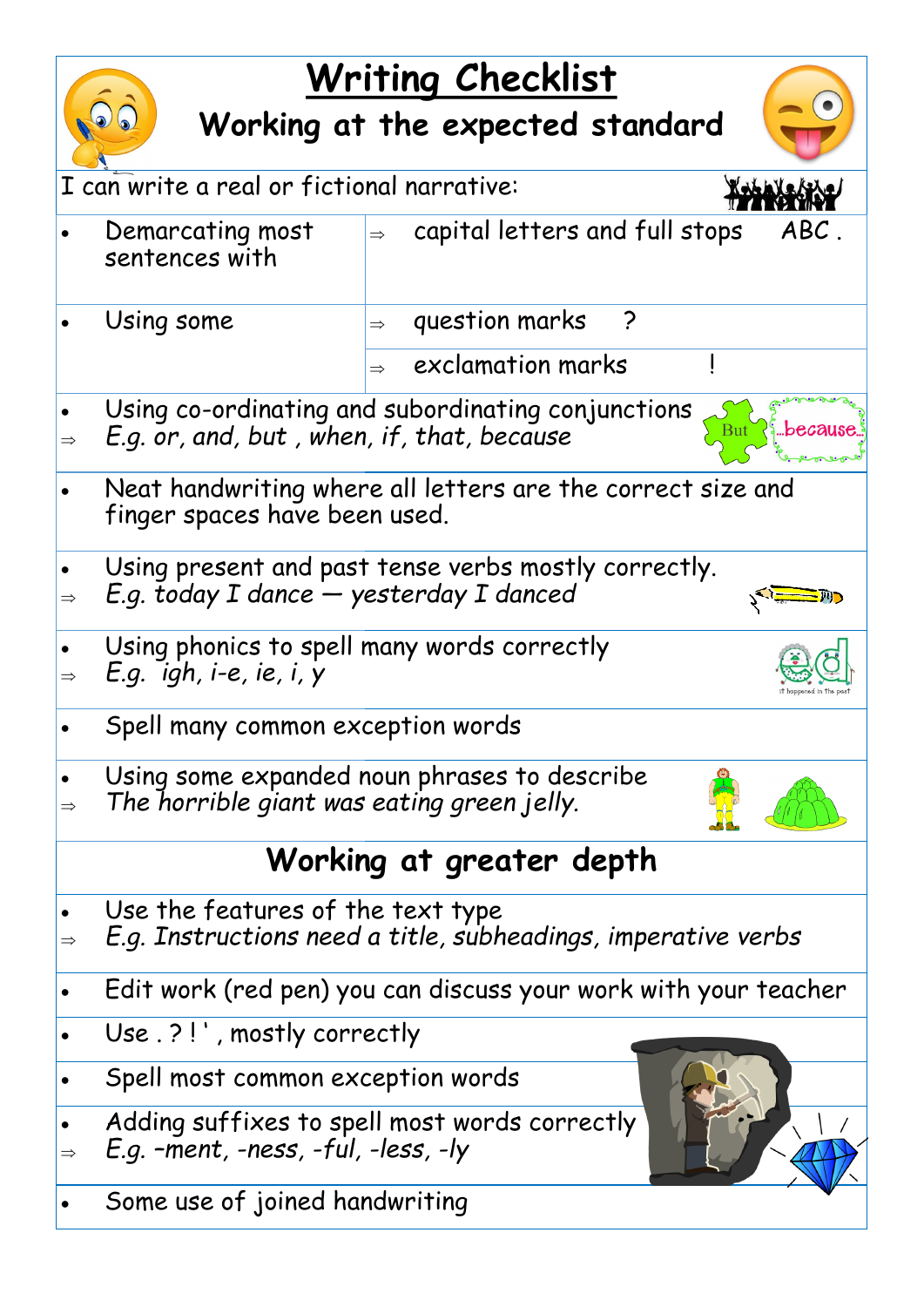# Writing Checklist

## Working at the expected standard

I can write a real or fictional narrative:

| | |
|---|---|
| • Demarcating most sentences with | ⇒ capital letters and full stops ABC . |
| • Using some | ⇒ question marks ? |
| | ⇒ exclamation marks ! |

- Using co-ordinating and subordinating conjunctions
  ⇒ *E.g. or, and, but , when, if, that, because*

- Neat handwriting where all letters are the correct size and finger spaces have been used.

- Using present and past tense verbs mostly correctly.
  ⇒ *E.g. today I dance — yesterday I danced*

- Using phonics to spell many words correctly
  ⇒ *E.g. igh, i-e, ie, i, y*

- Spell many common exception words

- Using some expanded noun phrases to describe
  ⇒ *The horrible giant was eating green jelly.*

## Working at greater depth

- Use the features of the text type
  ⇒ *E.g. Instructions need a title, subheadings, imperative verbs*

- Edit work (red pen) you can discuss your work with your teacher

- Use . ? ! ' , mostly correctly

- Spell most common exception words

- Adding suffixes to spell most words correctly
  ⇒ *E.g. -ment, -ness, -ful, -less, -ly*

- Some use of joined handwriting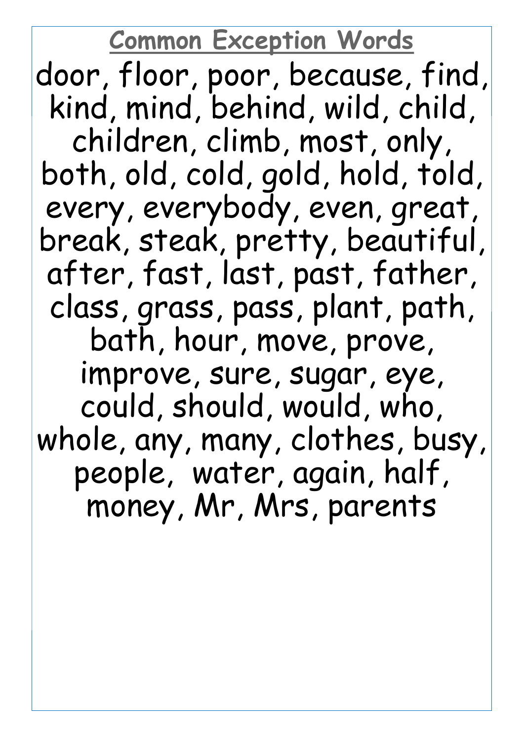## Common Exception Words

door, floor, poor, because, find, kind, mind, behind, wild, child, children, climb, most, only, both, old, cold, gold, hold, told, every, everybody, even, great, break, steak, pretty, beautiful, after, fast, last, past, father, class, grass, pass, plant, path, bath, hour, move, prove, improve, sure, sugar, eye, could, should, would, who, whole, any, many, clothes, busy, people, water, again, half, money, Mr, Mrs, parents